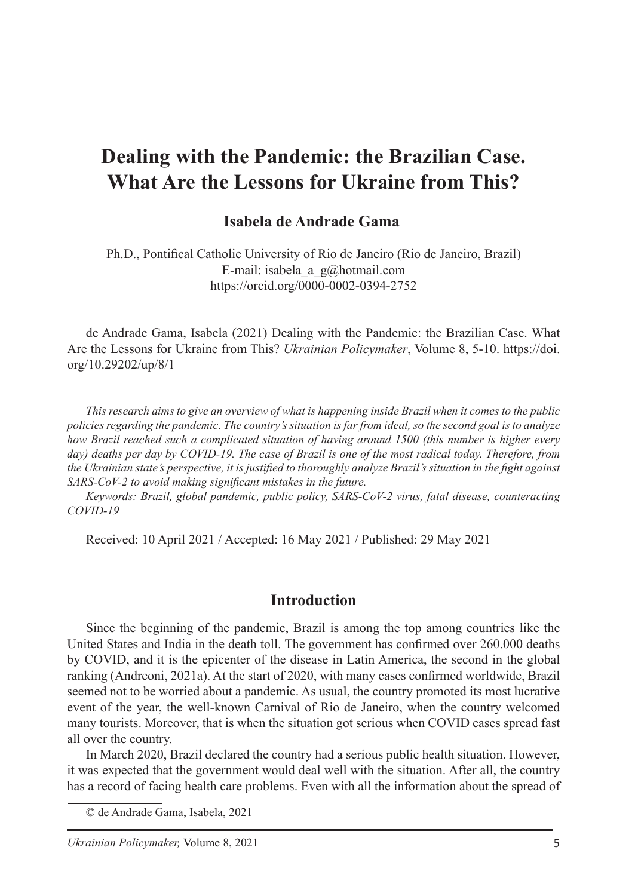# Dealing with the Pandemic: the Brazilian Case. What Are the Lessons for Ukraine from This?

**Isabela de Andrade Gama**

Ph.D., Pontifical Catholic University of Rio de Janeiro (Rio de Janeiro, Brazil)
E-mail: isabela_a_g@hotmail.com
https://orcid.org/0000-0002-0394-2752

de Andrade Gama, Isabela (2021) Dealing with the Pandemic: the Brazilian Case. What Are the Lessons for Ukraine from This? *Ukrainian Policymaker*, Volume 8, 5-10. https://doi.org/10.29202/up/8/1

*This research aims to give an overview of what is happening inside Brazil when it comes to the public policies regarding the pandemic. The country's situation is far from ideal, so the second goal is to analyze how Brazil reached such a complicated situation of having around 1500 (this number is higher every day) deaths per day by COVID-19. The case of Brazil is one of the most radical today. Therefore, from the Ukrainian state's perspective, it is justified to thoroughly analyze Brazil's situation in the fight against SARS-CoV-2 to avoid making significant mistakes in the future.*

*Keywords: Brazil, global pandemic, public policy, SARS-CoV-2 virus, fatal disease, counteracting COVID-19*

Received: 10 April 2021 / Accepted: 16 May 2021 / Published: 29 May 2021

## Introduction

Since the beginning of the pandemic, Brazil is among the top among countries like the United States and India in the death toll. The government has confirmed over 260.000 deaths by COVID, and it is the epicenter of the disease in Latin America, the second in the global ranking (Andreoni, 2021a). At the start of 2020, with many cases confirmed worldwide, Brazil seemed not to be worried about a pandemic. As usual, the country promoted its most lucrative event of the year, the well-known Carnival of Rio de Janeiro, when the country welcomed many tourists. Moreover, that is when the situation got serious when COVID cases spread fast all over the country.

In March 2020, Brazil declared the country had a serious public health situation. However, it was expected that the government would deal well with the situation. After all, the country has a record of facing health care problems. Even with all the information about the spread of

© de Andrade Gama, Isabela, 2021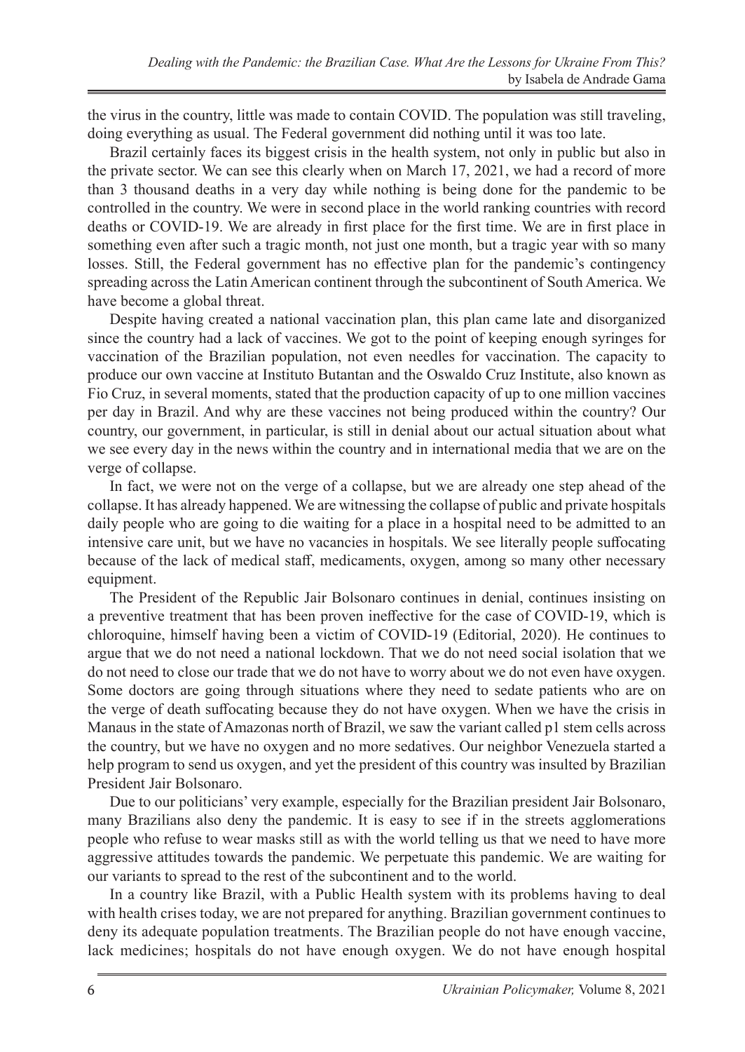the virus in the country, little was made to contain COVID. The population was still traveling, doing everything as usual. The Federal government did nothing until it was too late.

Brazil certainly faces its biggest crisis in the health system, not only in public but also in the private sector. We can see this clearly when on March 17, 2021, we had a record of more than 3 thousand deaths in a very day while nothing is being done for the pandemic to be controlled in the country. We were in second place in the world ranking countries with record deaths or COVID-19. We are already in first place for the first time. We are in first place in something even after such a tragic month, not just one month, but a tragic year with so many losses. Still, the Federal government has no effective plan for the pandemic's contingency spreading across the Latin American continent through the subcontinent of South America. We have become a global threat.

Despite having created a national vaccination plan, this plan came late and disorganized since the country had a lack of vaccines. We got to the point of keeping enough syringes for vaccination of the Brazilian population, not even needles for vaccination. The capacity to produce our own vaccine at Instituto Butantan and the Oswaldo Cruz Institute, also known as Fio Cruz, in several moments, stated that the production capacity of up to one million vaccines per day in Brazil. And why are these vaccines not being produced within the country? Our country, our government, in particular, is still in denial about our actual situation about what we see every day in the news within the country and in international media that we are on the verge of collapse.

In fact, we were not on the verge of a collapse, but we are already one step ahead of the collapse. It has already happened. We are witnessing the collapse of public and private hospitals daily people who are going to die waiting for a place in a hospital need to be admitted to an intensive care unit, but we have no vacancies in hospitals. We see literally people suffocating because of the lack of medical staff, medicaments, oxygen, among so many other necessary equipment.

The President of the Republic Jair Bolsonaro continues in denial, continues insisting on a preventive treatment that has been proven ineffective for the case of COVID-19, which is chloroquine, himself having been a victim of COVID-19 (Editorial, 2020). He continues to argue that we do not need a national lockdown. That we do not need social isolation that we do not need to close our trade that we do not have to worry about we do not even have oxygen. Some doctors are going through situations where they need to sedate patients who are on the verge of death suffocating because they do not have oxygen. When we have the crisis in Manaus in the state of Amazonas north of Brazil, we saw the variant called p1 stem cells across the country, but we have no oxygen and no more sedatives. Our neighbor Venezuela started a help program to send us oxygen, and yet the president of this country was insulted by Brazilian President Jair Bolsonaro.

Due to our politicians' very example, especially for the Brazilian president Jair Bolsonaro, many Brazilians also deny the pandemic. It is easy to see if in the streets agglomerations people who refuse to wear masks still as with the world telling us that we need to have more aggressive attitudes towards the pandemic. We perpetuate this pandemic. We are waiting for our variants to spread to the rest of the subcontinent and to the world.

In a country like Brazil, with a Public Health system with its problems having to deal with health crises today, we are not prepared for anything. Brazilian government continues to deny its adequate population treatments. The Brazilian people do not have enough vaccine, lack medicines; hospitals do not have enough oxygen. We do not have enough hospital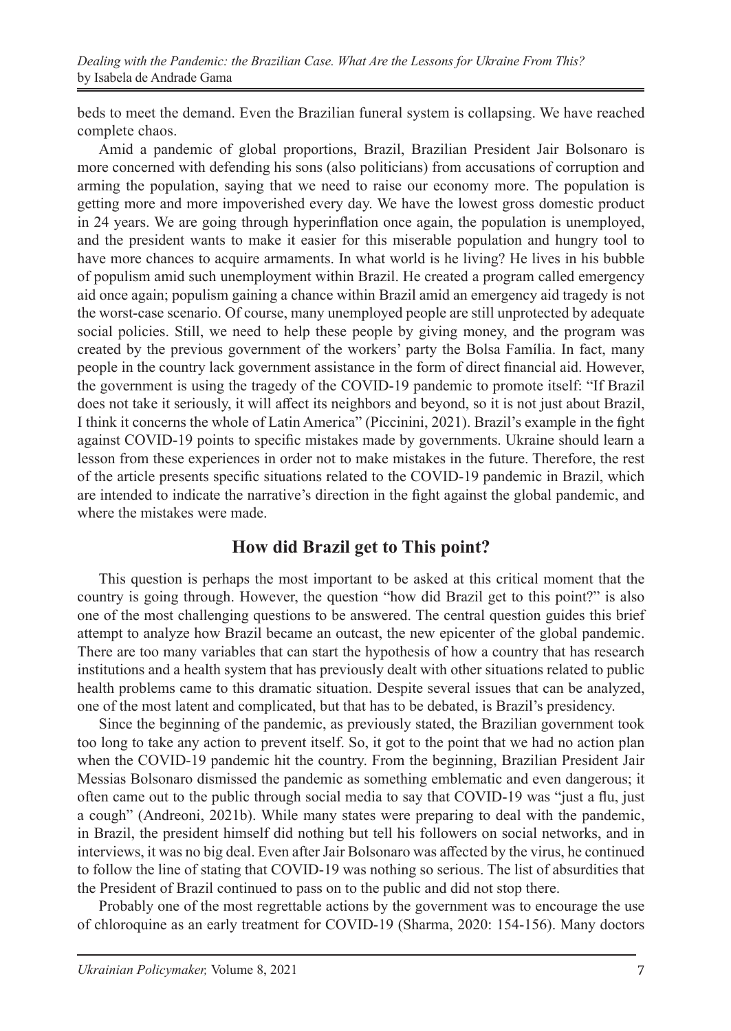beds to meet the demand. Even the Brazilian funeral system is collapsing. We have reached complete chaos.

Amid a pandemic of global proportions, Brazil, Brazilian President Jair Bolsonaro is more concerned with defending his sons (also politicians) from accusations of corruption and arming the population, saying that we need to raise our economy more. The population is getting more and more impoverished every day. We have the lowest gross domestic product in 24 years. We are going through hyperinflation once again, the population is unemployed, and the president wants to make it easier for this miserable population and hungry tool to have more chances to acquire armaments. In what world is he living? He lives in his bubble of populism amid such unemployment within Brazil. He created a program called emergency aid once again; populism gaining a chance within Brazil amid an emergency aid tragedy is not the worst-case scenario. Of course, many unemployed people are still unprotected by adequate social policies. Still, we need to help these people by giving money, and the program was created by the previous government of the workers' party the Bolsa Família. In fact, many people in the country lack government assistance in the form of direct financial aid. However, the government is using the tragedy of the COVID-19 pandemic to promote itself: "If Brazil does not take it seriously, it will affect its neighbors and beyond, so it is not just about Brazil, I think it concerns the whole of Latin America" (Piccinini, 2021). Brazil's example in the fight against COVID-19 points to specific mistakes made by governments. Ukraine should learn a lesson from these experiences in order not to make mistakes in the future. Therefore, the rest of the article presents specific situations related to the COVID-19 pandemic in Brazil, which are intended to indicate the narrative's direction in the fight against the global pandemic, and where the mistakes were made.

## How did Brazil get to This point?

This question is perhaps the most important to be asked at this critical moment that the country is going through. However, the question "how did Brazil get to this point?" is also one of the most challenging questions to be answered. The central question guides this brief attempt to analyze how Brazil became an outcast, the new epicenter of the global pandemic. There are too many variables that can start the hypothesis of how a country that has research institutions and a health system that has previously dealt with other situations related to public health problems came to this dramatic situation. Despite several issues that can be analyzed, one of the most latent and complicated, but that has to be debated, is Brazil's presidency.

Since the beginning of the pandemic, as previously stated, the Brazilian government took too long to take any action to prevent itself. So, it got to the point that we had no action plan when the COVID-19 pandemic hit the country. From the beginning, Brazilian President Jair Messias Bolsonaro dismissed the pandemic as something emblematic and even dangerous; it often came out to the public through social media to say that COVID-19 was "just a flu, just a cough" (Andreoni, 2021b). While many states were preparing to deal with the pandemic, in Brazil, the president himself did nothing but tell his followers on social networks, and in interviews, it was no big deal. Even after Jair Bolsonaro was affected by the virus, he continued to follow the line of stating that COVID-19 was nothing so serious. The list of absurdities that the President of Brazil continued to pass on to the public and did not stop there.

Probably one of the most regrettable actions by the government was to encourage the use of chloroquine as an early treatment for COVID-19 (Sharma, 2020: 154-156). Many doctors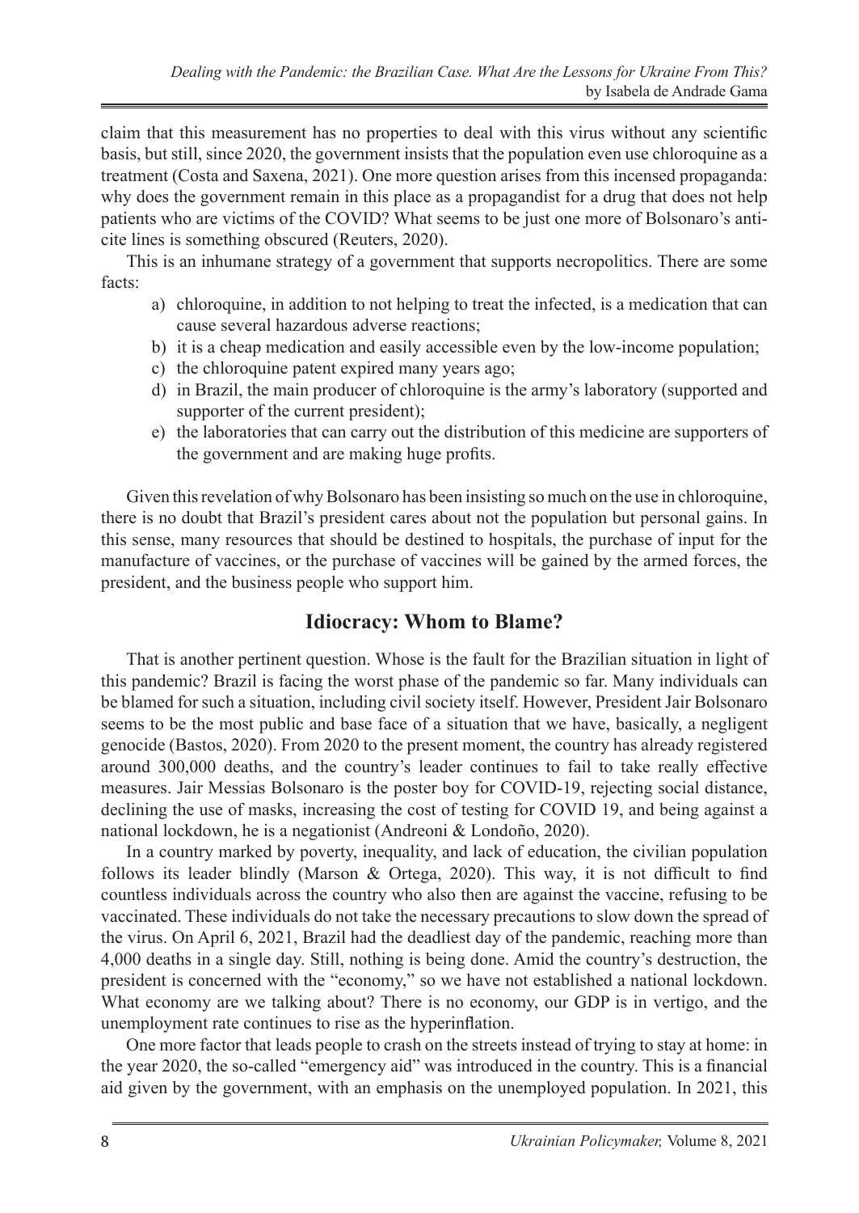claim that this measurement has no properties to deal with this virus without any scientific basis, but still, since 2020, the government insists that the population even use chloroquine as a treatment (Costa and Saxena, 2021). One more question arises from this incensed propaganda: why does the government remain in this place as a propagandist for a drug that does not help patients who are victims of the COVID? What seems to be just one more of Bolsonaro's anti-cite lines is something obscured (Reuters, 2020).

This is an inhumane strategy of a government that supports necropolitics. There are some facts:

a) chloroquine, in addition to not helping to treat the infected, is a medication that can cause several hazardous adverse reactions;
b) it is a cheap medication and easily accessible even by the low-income population;
c) the chloroquine patent expired many years ago;
d) in Brazil, the main producer of chloroquine is the army's laboratory (supported and supporter of the current president);
e) the laboratories that can carry out the distribution of this medicine are supporters of the government and are making huge profits.

Given this revelation of why Bolsonaro has been insisting so much on the use in chloroquine, there is no doubt that Brazil's president cares about not the population but personal gains. In this sense, many resources that should be destined to hospitals, the purchase of input for the manufacture of vaccines, or the purchase of vaccines will be gained by the armed forces, the president, and the business people who support him.

## Idiocracy: Whom to Blame?

That is another pertinent question. Whose is the fault for the Brazilian situation in light of this pandemic? Brazil is facing the worst phase of the pandemic so far. Many individuals can be blamed for such a situation, including civil society itself. However, President Jair Bolsonaro seems to be the most public and base face of a situation that we have, basically, a negligent genocide (Bastos, 2020). From 2020 to the present moment, the country has already registered around 300,000 deaths, and the country's leader continues to fail to take really effective measures. Jair Messias Bolsonaro is the poster boy for COVID-19, rejecting social distance, declining the use of masks, increasing the cost of testing for COVID 19, and being against a national lockdown, he is a negationist (Andreoni & Londoño, 2020).

In a country marked by poverty, inequality, and lack of education, the civilian population follows its leader blindly (Marson & Ortega, 2020). This way, it is not difficult to find countless individuals across the country who also then are against the vaccine, refusing to be vaccinated. These individuals do not take the necessary precautions to slow down the spread of the virus. On April 6, 2021, Brazil had the deadliest day of the pandemic, reaching more than 4,000 deaths in a single day. Still, nothing is being done. Amid the country's destruction, the president is concerned with the "economy," so we have not established a national lockdown. What economy are we talking about? There is no economy, our GDP is in vertigo, and the unemployment rate continues to rise as the hyperinflation.

One more factor that leads people to crash on the streets instead of trying to stay at home: in the year 2020, the so-called "emergency aid" was introduced in the country. This is a financial aid given by the government, with an emphasis on the unemployed population. In 2021, this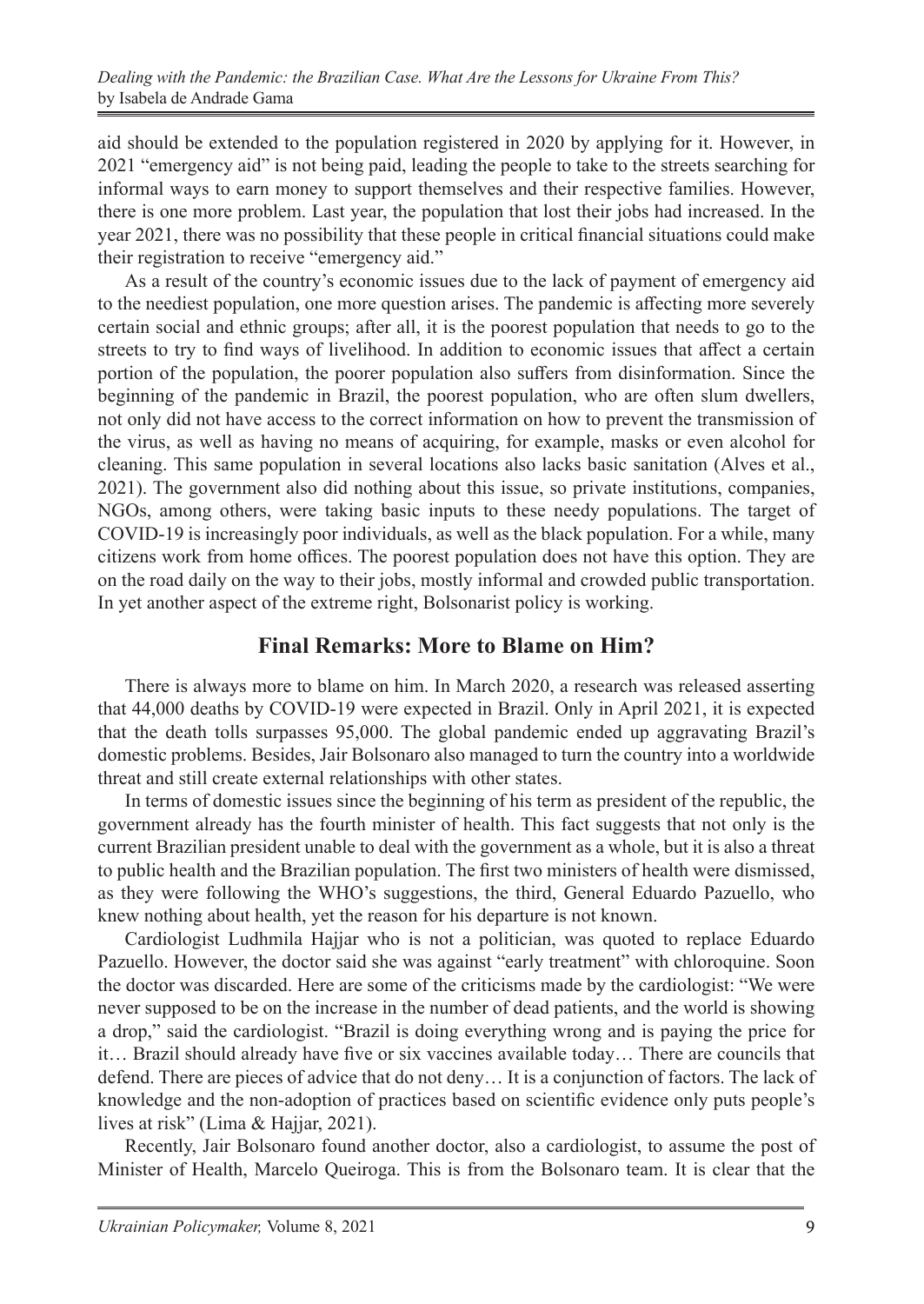aid should be extended to the population registered in 2020 by applying for it. However, in 2021 "emergency aid" is not being paid, leading the people to take to the streets searching for informal ways to earn money to support themselves and their respective families. However, there is one more problem. Last year, the population that lost their jobs had increased. In the year 2021, there was no possibility that these people in critical financial situations could make their registration to receive "emergency aid."

As a result of the country's economic issues due to the lack of payment of emergency aid to the neediest population, one more question arises. The pandemic is affecting more severely certain social and ethnic groups; after all, it is the poorest population that needs to go to the streets to try to find ways of livelihood. In addition to economic issues that affect a certain portion of the population, the poorer population also suffers from disinformation. Since the beginning of the pandemic in Brazil, the poorest population, who are often slum dwellers, not only did not have access to the correct information on how to prevent the transmission of the virus, as well as having no means of acquiring, for example, masks or even alcohol for cleaning. This same population in several locations also lacks basic sanitation (Alves et al., 2021). The government also did nothing about this issue, so private institutions, companies, NGOs, among others, were taking basic inputs to these needy populations. The target of COVID-19 is increasingly poor individuals, as well as the black population. For a while, many citizens work from home offices. The poorest population does not have this option. They are on the road daily on the way to their jobs, mostly informal and crowded public transportation. In yet another aspect of the extreme right, Bolsonarist policy is working.

## Final Remarks: More to Blame on Him?

There is always more to blame on him. In March 2020, a research was released asserting that 44,000 deaths by COVID-19 were expected in Brazil. Only in April 2021, it is expected that the death tolls surpasses 95,000. The global pandemic ended up aggravating Brazil's domestic problems. Besides, Jair Bolsonaro also managed to turn the country into a worldwide threat and still create external relationships with other states.

In terms of domestic issues since the beginning of his term as president of the republic, the government already has the fourth minister of health. This fact suggests that not only is the current Brazilian president unable to deal with the government as a whole, but it is also a threat to public health and the Brazilian population. The first two ministers of health were dismissed, as they were following the WHO's suggestions, the third, General Eduardo Pazuello, who knew nothing about health, yet the reason for his departure is not known.

Cardiologist Ludhmila Hajjar who is not a politician, was quoted to replace Eduardo Pazuello. However, the doctor said she was against "early treatment" with chloroquine. Soon the doctor was discarded. Here are some of the criticisms made by the cardiologist: "We were never supposed to be on the increase in the number of dead patients, and the world is showing a drop," said the cardiologist. "Brazil is doing everything wrong and is paying the price for it… Brazil should already have five or six vaccines available today… There are councils that defend. There are pieces of advice that do not deny… It is a conjunction of factors. The lack of knowledge and the non-adoption of practices based on scientific evidence only puts people's lives at risk" (Lima & Hajjar, 2021).

Recently, Jair Bolsonaro found another doctor, also a cardiologist, to assume the post of Minister of Health, Marcelo Queiroga. This is from the Bolsonaro team. It is clear that the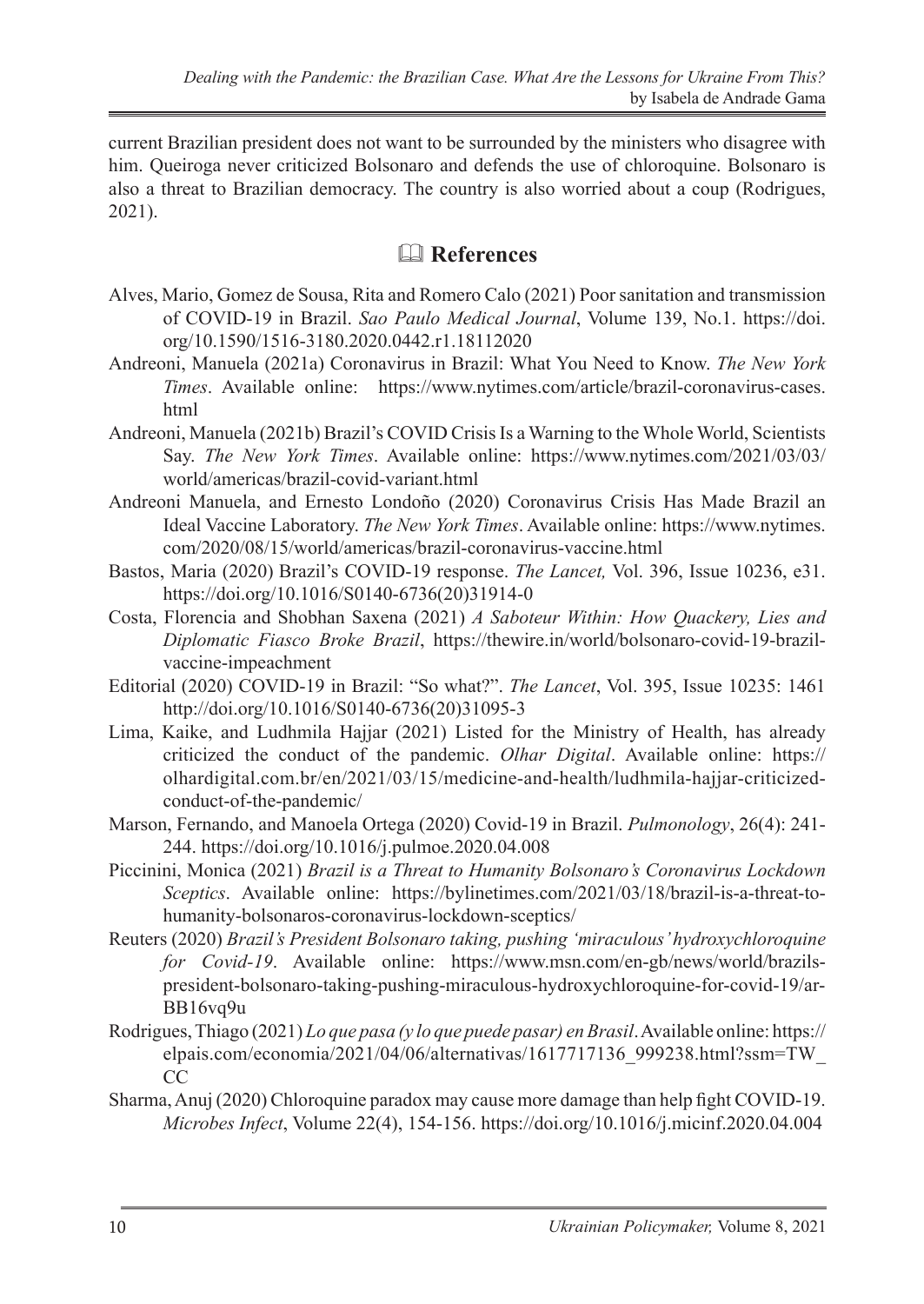current Brazilian president does not want to be surrounded by the ministers who disagree with him. Queiroga never criticized Bolsonaro and defends the use of chloroquine. Bolsonaro is also a threat to Brazilian democracy. The country is also worried about a coup (Rodrigues, 2021).

## References

Alves, Mario, Gomez de Sousa, Rita and Romero Calo (2021) Poor sanitation and transmission of COVID-19 in Brazil. *Sao Paulo Medical Journal*, Volume 139, No.1. https://doi.org/10.1590/1516-3180.2020.0442.r1.18112020

Andreoni, Manuela (2021a) Coronavirus in Brazil: What You Need to Know. *The New York Times*. Available online: https://www.nytimes.com/article/brazil-coronavirus-cases.html

Andreoni, Manuela (2021b) Brazil's COVID Crisis Is a Warning to the Whole World, Scientists Say. *The New York Times*. Available online: https://www.nytimes.com/2021/03/03/world/americas/brazil-covid-variant.html

Andreoni Manuela, and Ernesto Londoño (2020) Coronavirus Crisis Has Made Brazil an Ideal Vaccine Laboratory. *The New York Times*. Available online: https://www.nytimes.com/2020/08/15/world/americas/brazil-coronavirus-vaccine.html

Bastos, Maria (2020) Brazil's COVID-19 response. *The Lancet,* Vol. 396, Issue 10236, e31. https://doi.org/10.1016/S0140-6736(20)31914-0

Costa, Florencia and Shobhan Saxena (2021) *A Saboteur Within: How Quackery, Lies and Diplomatic Fiasco Broke Brazil*, https://thewire.in/world/bolsonaro-covid-19-brazil-vaccine-impeachment

Editorial (2020) COVID-19 in Brazil: "So what?". *The Lancet*, Vol. 395, Issue 10235: 1461 http://doi.org/10.1016/S0140-6736(20)31095-3

Lima, Kaike, and Ludhmila Hajjar (2021) Listed for the Ministry of Health, has already criticized the conduct of the pandemic. *Olhar Digital*. Available online: https://olhardigital.com.br/en/2021/03/15/medicine-and-health/ludhmila-hajjar-criticized-conduct-of-the-pandemic/

Marson, Fernando, and Manoela Ortega (2020) Covid-19 in Brazil. *Pulmonology*, 26(4): 241-244. https://doi.org/10.1016/j.pulmoe.2020.04.008

Piccinini, Monica (2021) *Brazil is a Threat to Humanity Bolsonaro's Coronavirus Lockdown Sceptics*. Available online: https://bylinetimes.com/2021/03/18/brazil-is-a-threat-to-humanity-bolsonaros-coronavirus-lockdown-sceptics/

Reuters (2020) *Brazil's President Bolsonaro taking, pushing 'miraculous' hydroxychloroquine for Covid-19*. Available online: https://www.msn.com/en-gb/news/world/brazils-president-bolsonaro-taking-pushing-miraculous-hydroxychloroquine-for-covid-19/ar-BB16vq9u

Rodrigues, Thiago (2021) *Lo que pasa (y lo que puede pasar) en Brasil*. Available online: https://elpais.com/economia/2021/04/06/alternativas/1617717136_999238.html?ssm=TW_CC

Sharma, Anuj (2020) Chloroquine paradox may cause more damage than help fight COVID-19. *Microbes Infect*, Volume 22(4), 154-156. https://doi.org/10.1016/j.micinf.2020.04.004